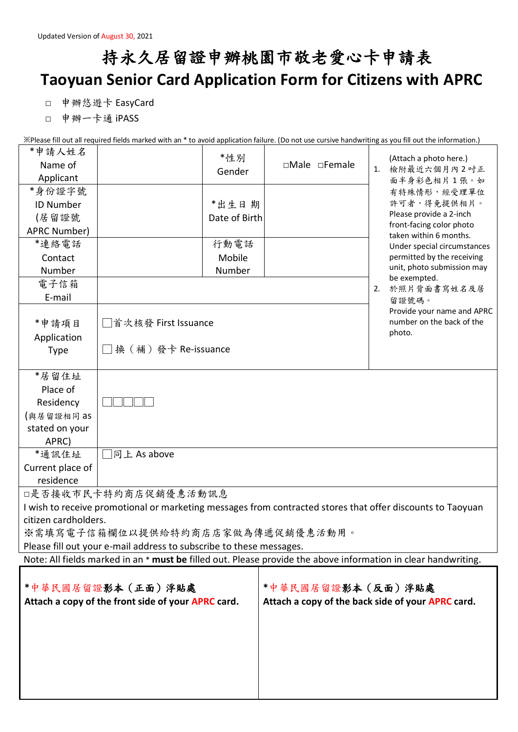Updated Version of August 30, 2021

# 持永久居留證申辦桃園市敬老愛心卡申請表
# Taoyuan Senior Card Application Form for Citizens with APRC

□ 申辦悠遊卡 EasyCard

□ 申辦一卡通 iPASS

※Please fill out all required fields marked with an * to avoid application failure. (Do not use cursive handwriting as you fill out the information.)

| *申請人姓名 Name of Applicant | | *性別 Gender | □Male □Female | (Attach a photo here.) 1. 檢附最近六個月內2吋正面半身彩色相片1張。如有特殊情形，經受理單位許可者，得免提供相片。Please provide a 2-inch front-facing color photo taken within 6 months. Under special circumstances permitted by the receiving unit, photo submission may be exempted. 2. 於照片背面書寫姓名及居留證號碼。Provide your name and APRC number on the back of the photo. |
|---|---|---|---|---|
| *身份證字號 ID Number (居留證號 APRC Number) | | *出生日期 Date of Birth | | |
| *連絡電話 Contact Number | | 行動電話 Mobile Number | | |
| 電子信箱 E-mail | | | | |
| *申請項目 Application Type | □首次核發 First Issuance<br>□換（補）發卡 Re-issuance | | | |
| *居留住址 Place of Residency (與居留證相同 as stated on your APRC) | □□□□□ | | | |
| *通訊住址 Current place of residence | □同上 As above | | | |

□是否接收市民卡特約商店促銷優惠活動訊息

I wish to receive promotional or marketing messages from contracted stores that offer discounts to Taoyuan citizen cardholders.

※需填寫電子信箱欄位以提供給特約商店店家做為傳遞促銷優惠活動用。

Please fill out your e-mail address to subscribe to these messages.

Note: All fields marked in an * **must be** filled out. Please provide the above information in clear handwriting.

| ***中華民國居留證影本（正面）浮貼處** **Attach a copy of the front side of your APRC card.** | ***中華民國居留證影本（反面）浮貼處** **Attach a copy of the back side of your APRC card.** |
|---|---|
| | |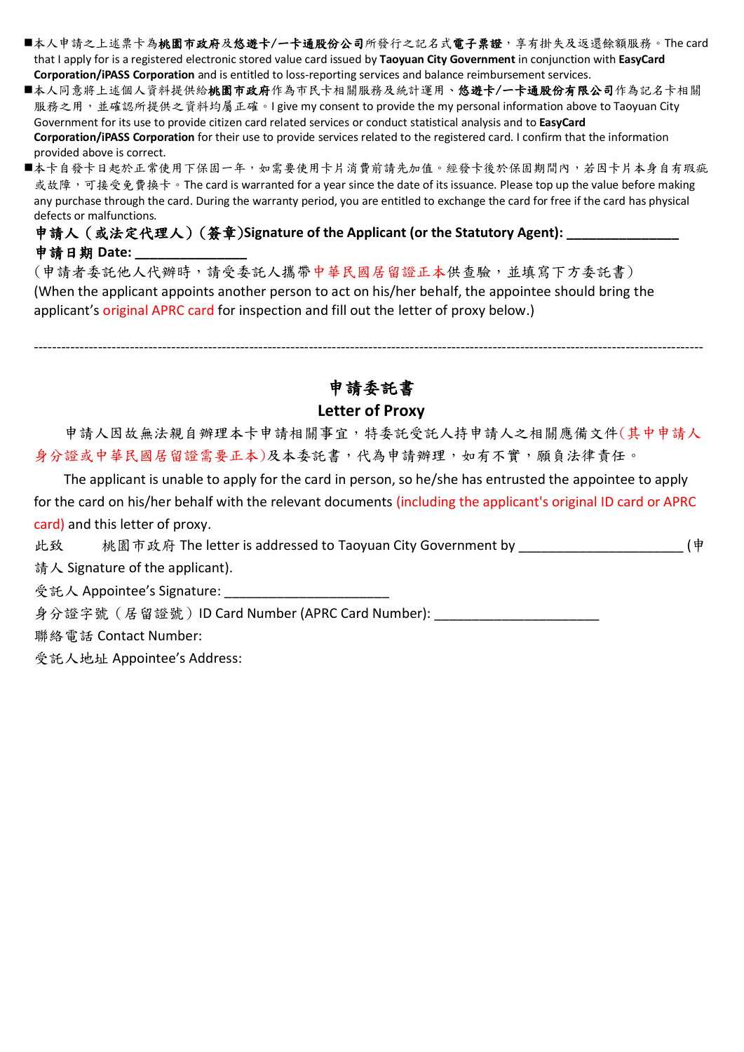■本人申請之上述票卡為**桃園市政府**及**悠遊卡/一卡通股份公司**所發行之記名式**電子票證**，享有掛失及返還餘額服務。The card that I apply for is a registered electronic stored value card issued by **Taoyuan City Government** in conjunction with **EasyCard Corporation/iPASS Corporation** and is entitled to loss-reporting services and balance reimbursement services.

■本人同意將上述個人資料提供給**桃園市政府**作為市民卡相關服務及統計運用、**悠遊卡/一卡通股份有限公司**作為記名卡相關服務之用，並確認所提供之資料均屬正確。I give my consent to provide the my personal information above to Taoyuan City Government for its use to provide citizen card related services or conduct statistical analysis and to **EasyCard Corporation/iPASS Corporation** for their use to provide services related to the registered card. I confirm that the information provided above is correct.

■本卡自發卡日起於正常使用下保固一年，如需要使用卡片消費前請先加值。經發卡後於保固期間內，若因卡片本身自有瑕疵或故障，可接受免費換卡。The card is warranted for a year since the date of its issuance. Please top up the value before making any purchase through the card. During the warranty period, you are entitled to exchange the card for free if the card has physical defects or malfunctions.

**申請人（或法定代理人）(簽章)Signature of the Applicant (or the Statutory Agent): _______________**

**申請日期 Date: _______________**

(申請者委託他人代辦時，請受委託人攜帶中華民國居留證正本供查驗，並填寫下方委託書)
(When the applicant appoints another person to act on his/her behalf, the appointee should bring the applicant's original APRC card for inspection and fill out the letter of proxy below.)

---

## 申請委託書
## Letter of Proxy

申請人因故無法親自辦理本卡申請相關事宜，特委託受託人持申請人之相關應備文件(其中申請人身分證或中華民國居留證需要正本)及本委託書，代為申請辦理，如有不實，願負法律責任。

The applicant is unable to apply for the card in person, so he/she has entrusted the appointee to apply for the card on his/her behalf with the relevant documents (including the applicant's original ID card or APRC card) and this letter of proxy.

此致　　桃園市政府 The letter is addressed to Taoyuan City Government by ______________________ (申請人 Signature of the applicant).

受託人 Appointee's Signature: ______________________

身分證字號（居留證號）ID Card Number (APRC Card Number): ______________________

聯絡電話 Contact Number:

受託人地址 Appointee's Address: